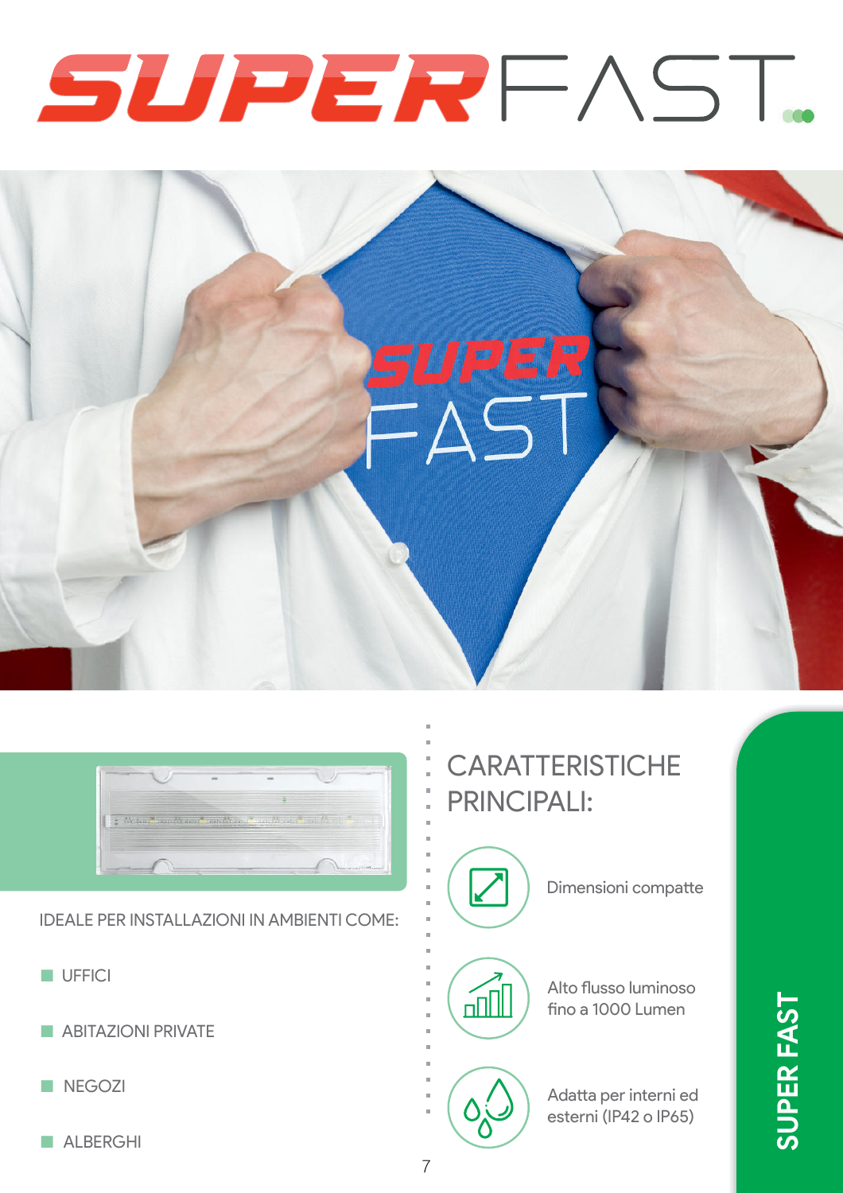# SUPERFAST

IDEALE PER INSTALLAZIONI IN AMBIENTI COME:

- UFFICI
- ABITAZIONI PRIVATE
- NEGOZI
- ALBERGHI

## CARATTERISTICHE PRINCIPALI:

- Dimensioni compatte
- Alto flusso luminoso fino a 1000 Lumen
- Adatta per interni ed esterni (IP42 o IP65)

SUPER FAST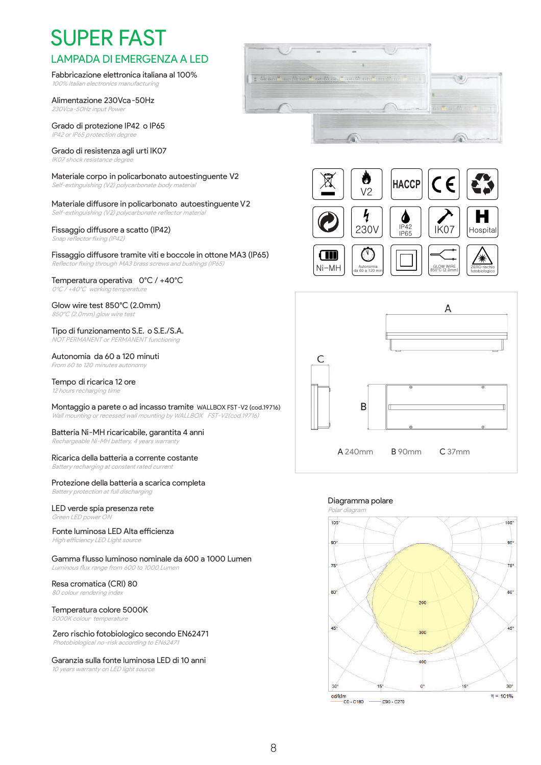# SUPER FAST

## LAMPADA DI EMERGENZA A LED

Fabbricazione elettronica italiana al 100%
*100% Italian electronics manufacturing*

Alimentazione 230Vca-50Hz
*230Vca-50Hz input Power*

Grado di protezione IP42 o IP65
*IP42 or IP65 protection degree*

Grado di resistenza agli urti IK07
*IK07 shock resistance degree*

Materiale corpo in policarbonato autoestinguente V2
*Self-extinguishing (V2) polycarbonate body material*

Materiale diffusore in policarbonato autoestinguente V2
*Self-extinguishing (V2) polycarbonate reflector material*

Fissaggio diffusore a scatto (IP42)
*Snap reflector fixing (IP42)*

Fissaggio diffusore tramite viti e boccole in ottone MA3 (IP65)
*Reflector fixing through MA3 brass screws and bushings (IP65)*

Temperatura operativa 0°C / +40°C
*0°C / +40°C working temperature*

Glow wire test 850°C (2.0mm)
*850°C (2.0mm) glow wire test*

Tipo di funzionamento S.E. o S.E./S.A.
*NOT PERMANENT or PERMANENT functioning*

Autonomia da 60 a 120 minuti
*From 60 to 120 minutes autonomy*

Tempo di ricarica 12 ore
*12 hours recharging time*

Montaggio a parete o ad incasso tramite WALLBOX FST-V2 (cod.19716)
*Wall mounting or recessed wall mounting by WALLBOX FST-V2(cod.19716)*

Batteria Ni-MH ricaricabile, garantita 4 anni
*Rechargeable Ni-MH battery, 4 years warranty*

Ricarica della batteria a corrente costante
*Battery recharging at constant rated current*

Protezione della batteria a scarica completa
*Battery protection at full discharging*

LED verde spia presenza rete
*Green LED power ON*

Fonte luminosa LED Alta efficienza
*High efficiency LED Light source*

Gamma flusso luminoso nominale da 600 a 1000 Lumen
*Luminous flux range from 600 to 1000 Lumen*

Resa cromatica (CRI) 80
*80 colour rendering index*

Temperatura colore 5000K
*5000K colour temperature*

Zero rischio fotobiologico secondo EN62471
*Photobiological no-risk according to EN62471*

Garanzia sulla fonte luminosa LED di 10 anni
*10 years warranty on LED light source*

V2 | HACCP | CE | 230V | IP42 IP65 | IK07 | Hospital | Ni-MH | Autonomia da 60 a 120 min | GLOW WIRE 850°C (2.0mm) | ZERO rischio fotobiologico

A 240mm B 90mm C 37mm

Diagramma polare
*Polar diagram*

cd/klm — C0 - C180 — C90 - C270 — η = 101%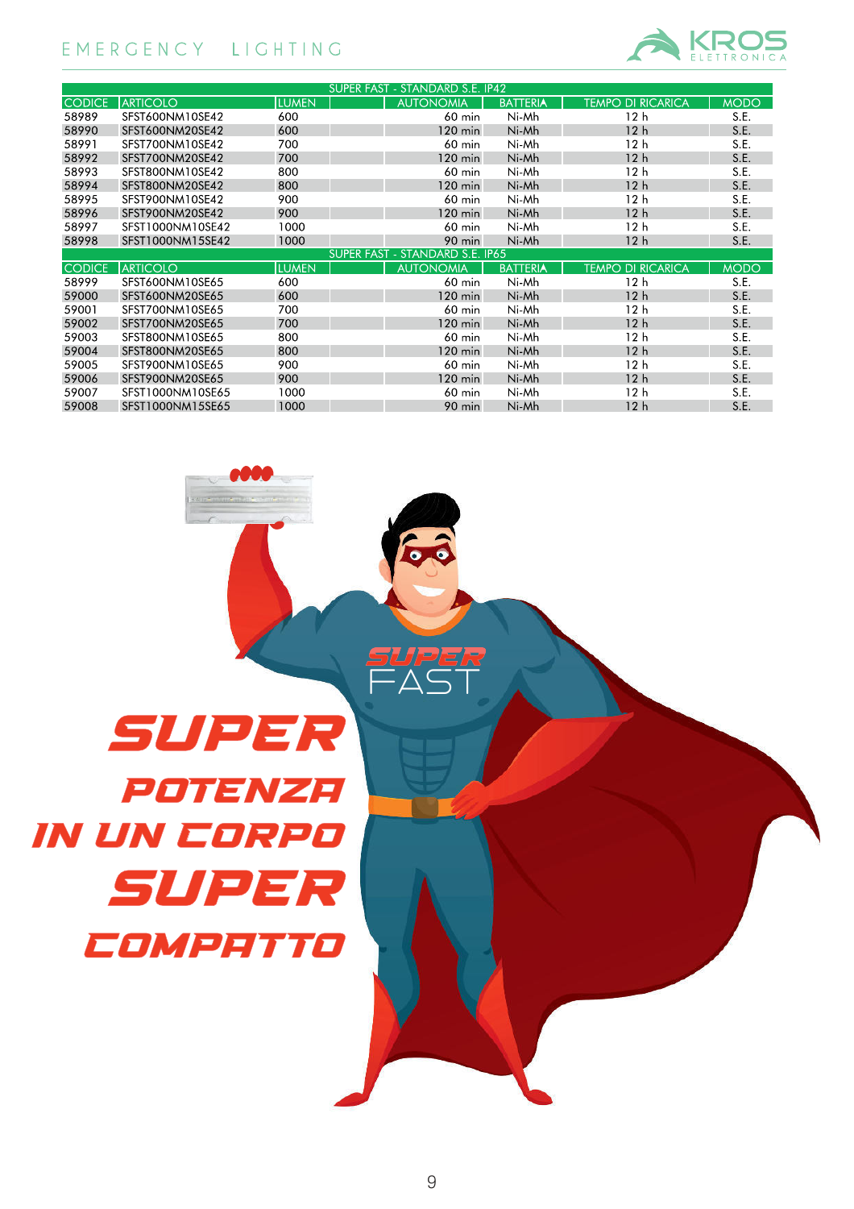# EMERGENCY LIGHTING

| SUPER FAST - STANDARD S.E. IP42 | | | | | | |
|---|---|---|---|---|---|---|
| CODICE | ARTICOLO | LUMEN | AUTONOMIA | BATTERIA | TEMPO DI RICARICA | MODO |
| 58989 | SFST600NM10SE42 | 600 | 60 min | Ni-Mh | 12 h | S.E. |
| 58990 | SFST600NM20SE42 | 600 | 120 min | Ni-Mh | 12 h | S.E. |
| 58991 | SFST700NM10SE42 | 700 | 60 min | Ni-Mh | 12 h | S.E. |
| 58992 | SFST700NM20SE42 | 700 | 120 min | Ni-Mh | 12 h | S.E. |
| 58993 | SFST800NM10SE42 | 800 | 60 min | Ni-Mh | 12 h | S.E. |
| 58994 | SFST800NM20SE42 | 800 | 120 min | Ni-Mh | 12 h | S.E. |
| 58995 | SFST900NM10SE42 | 900 | 60 min | Ni-Mh | 12 h | S.E. |
| 58996 | SFST900NM20SE42 | 900 | 120 min | Ni-Mh | 12 h | S.E. |
| 58997 | SFST1000NM10SE42 | 1000 | 60 min | Ni-Mh | 12 h | S.E. |
| 58998 | SFST1000NM15SE42 | 1000 | 90 min | Ni-Mh | 12 h | S.E. |

| SUPER FAST - STANDARD S.E. IP65 | | | | | | |
|---|---|---|---|---|---|---|
| CODICE | ARTICOLO | LUMEN | AUTONOMIA | BATTERIA | TEMPO DI RICARICA | MODO |
| 58999 | SFST600NM10SE65 | 600 | 60 min | Ni-Mh | 12 h | S.E. |
| 59000 | SFST600NM20SE65 | 600 | 120 min | Ni-Mh | 12 h | S.E. |
| 59001 | SFST700NM10SE65 | 700 | 60 min | Ni-Mh | 12 h | S.E. |
| 59002 | SFST700NM20SE65 | 700 | 120 min | Ni-Mh | 12 h | S.E. |
| 59003 | SFST800NM10SE65 | 800 | 60 min | Ni-Mh | 12 h | S.E. |
| 59004 | SFST800NM20SE65 | 800 | 120 min | Ni-Mh | 12 h | S.E. |
| 59005 | SFST900NM10SE65 | 900 | 60 min | Ni-Mh | 12 h | S.E. |
| 59006 | SFST900NM20SE65 | 900 | 120 min | Ni-Mh | 12 h | S.E. |
| 59007 | SFST1000NM10SE65 | 1000 | 60 min | Ni-Mh | 12 h | S.E. |
| 59008 | SFST1000NM15SE65 | 1000 | 90 min | Ni-Mh | 12 h | S.E. |

**SUPER POTENZA IN UN CORPO SUPER COMPATTO**